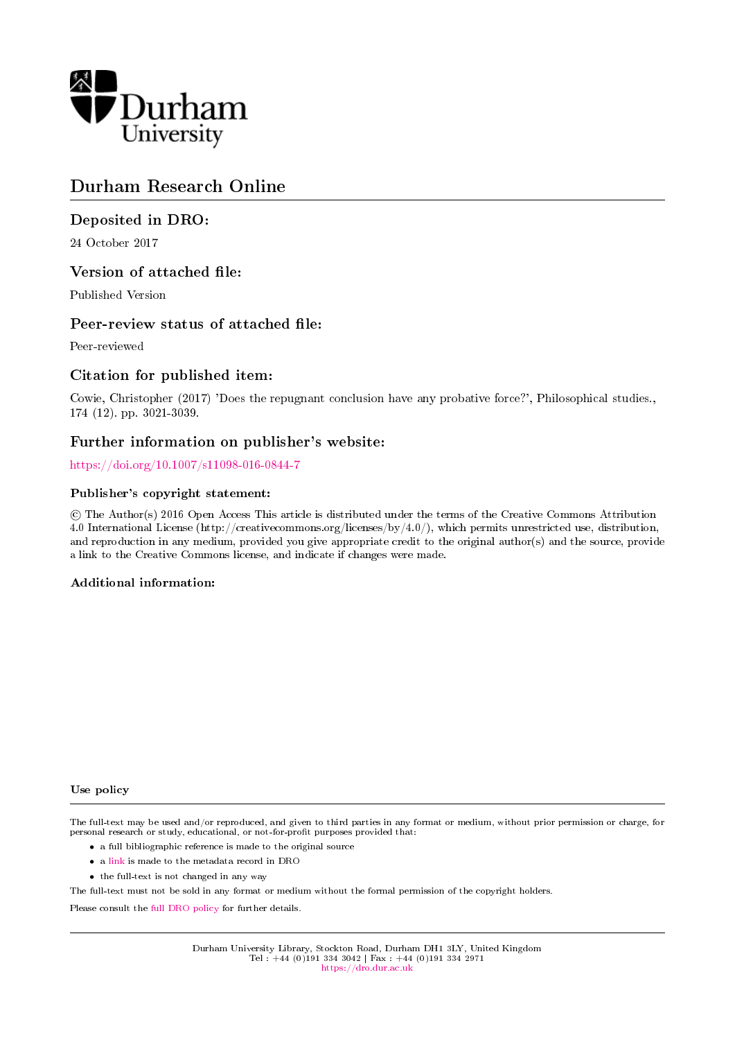Durham University

# Durham Research Online

## Deposited in DRO:

24 October 2017

## Version of attached file:

Published Version

## Peer-review status of attached file:

Peer-reviewed

## Citation for published item:

Cowie, Christopher (2017) 'Does the repugnant conclusion have any probative force?', Philosophical studies., 174 (12). pp. 3021-3039.

## Further information on publisher's website:

https://doi.org/10.1007/s11098-016-0844-7

### Publisher's copyright statement:

© The Author(s) 2016 Open Access This article is distributed under the terms of the Creative Commons Attribution 4.0 International License (http://creativecommons.org/licenses/by/4.0/), which permits unrestricted use, distribution, and reproduction in any medium, provided you give appropriate credit to the original author(s) and the source, provide a link to the Creative Commons license, and indicate if changes were made.

### Additional information:

#### Use policy

The full-text may be used and/or reproduced, and given to third parties in any format or medium, without prior permission or charge, for personal research or study, educational, or not-for-profit purposes provided that:

- a full bibliographic reference is made to the original source
- a link is made to the metadata record in DRO
- the full-text is not changed in any way

The full-text must not be sold in any format or medium without the formal permission of the copyright holders.

Please consult the full DRO policy for further details.

Durham University Library, Stockton Road, Durham DH1 3LY, United Kingdom
Tel : +44 (0)191 334 3042 | Fax : +44 (0)191 334 2971
https://dro.dur.ac.uk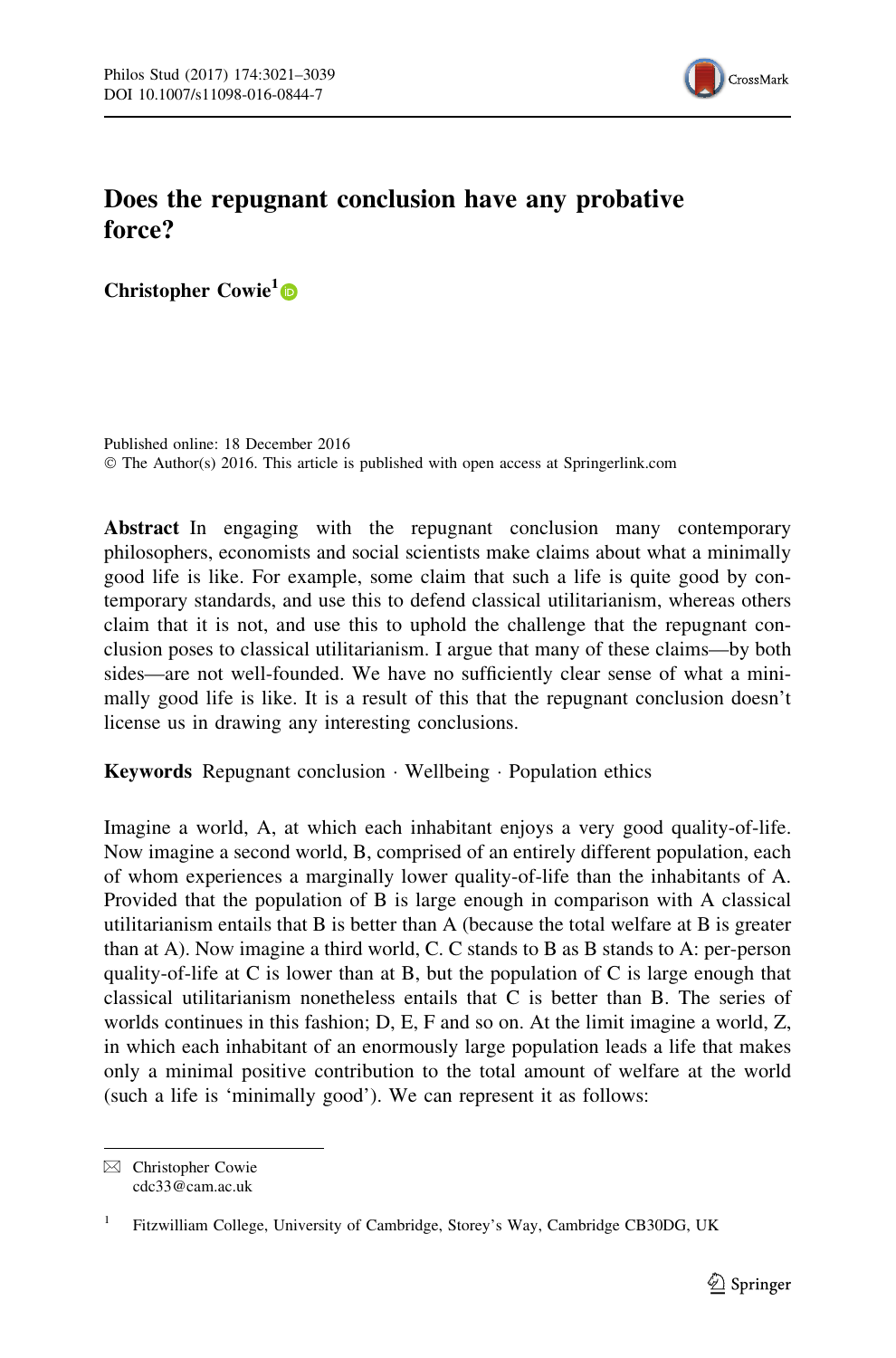# Does the repugnant conclusion have any probative force?

**Christopher Cowie**[1]

Published online: 18 December 2016
© The Author(s) 2016. This article is published with open access at Springerlink.com

**Abstract** In engaging with the repugnant conclusion many contemporary philosophers, economists and social scientists make claims about what a minimally good life is like. For example, some claim that such a life is quite good by contemporary standards, and use this to defend classical utilitarianism, whereas others claim that it is not, and use this to uphold the challenge that the repugnant conclusion poses to classical utilitarianism. I argue that many of these claims—by both sides—are not well-founded. We have no sufficiently clear sense of what a minimally good life is like. It is a result of this that the repugnant conclusion doesn't license us in drawing any interesting conclusions.

**Keywords** Repugnant conclusion · Wellbeing · Population ethics

Imagine a world, A, at which each inhabitant enjoys a very good quality-of-life. Now imagine a second world, B, comprised of an entirely different population, each of whom experiences a marginally lower quality-of-life than the inhabitants of A. Provided that the population of B is large enough in comparison with A classical utilitarianism entails that B is better than A (because the total welfare at B is greater than at A). Now imagine a third world, C. C stands to B as B stands to A: per-person quality-of-life at C is lower than at B, but the population of C is large enough that classical utilitarianism nonetheless entails that C is better than B. The series of worlds continues in this fashion; D, E, F and so on. At the limit imagine a world, Z, in which each inhabitant of an enormously large population leads a life that makes only a minimal positive contribution to the total amount of welfare at the world (such a life is 'minimally good'). We can represent it as follows:

---

✉ Christopher Cowie
cdc33@cam.ac.uk

[1] Fitzwilliam College, University of Cambridge, Storey's Way, Cambridge CB30DG, UK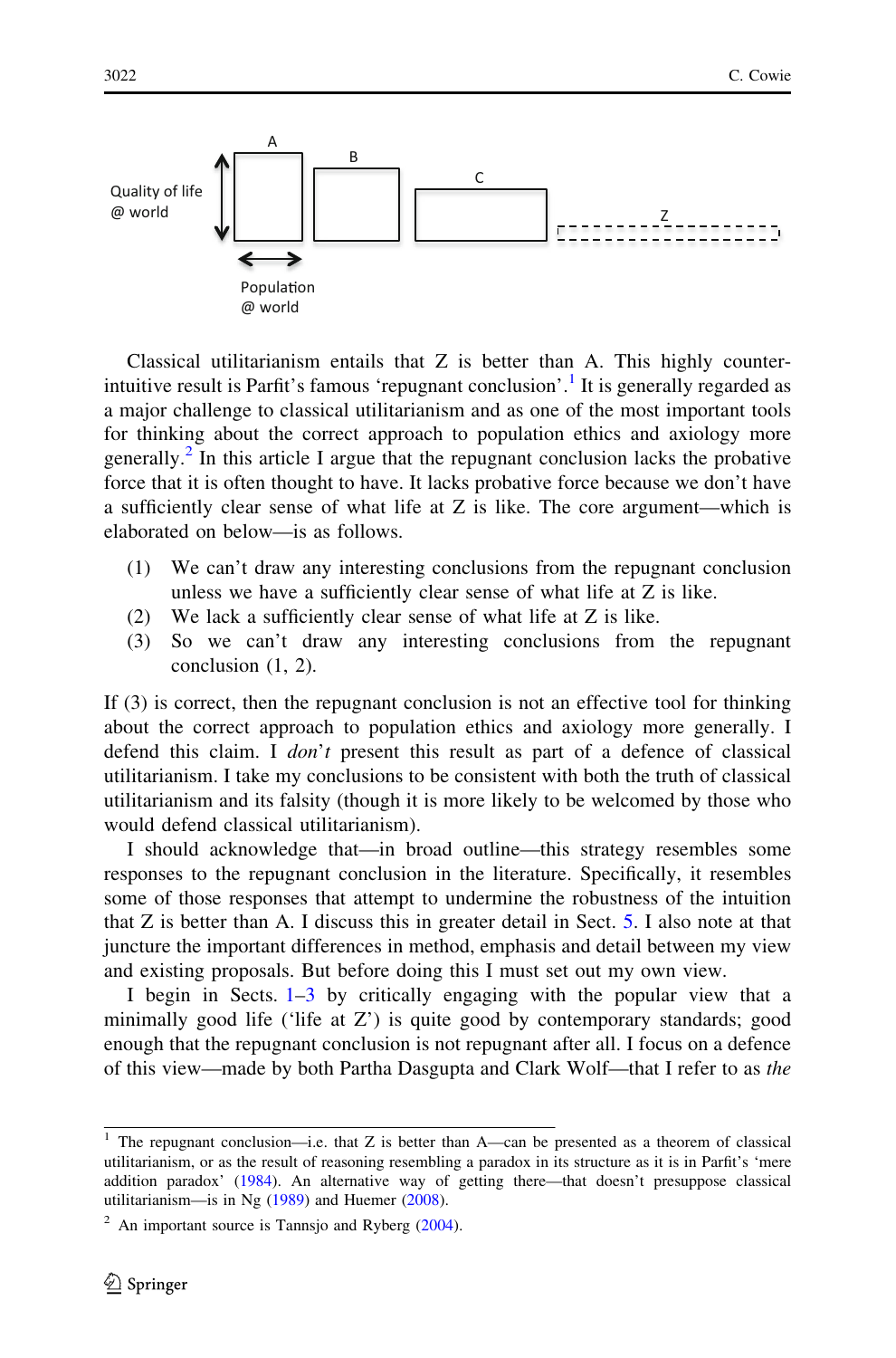Classical utilitarianism entails that Z is better than A. This highly counter-intuitive result is Parfit's famous 'repugnant conclusion'.[1] It is generally regarded as a major challenge to classical utilitarianism and as one of the most important tools for thinking about the correct approach to population ethics and axiology more generally.[2] In this article I argue that the repugnant conclusion lacks the probative force that it is often thought to have. It lacks probative force because we don't have a sufficiently clear sense of what life at Z is like. The core argument—which is elaborated on below—is as follows.

(1) We can't draw any interesting conclusions from the repugnant conclusion unless we have a sufficiently clear sense of what life at Z is like.
(2) We lack a sufficiently clear sense of what life at Z is like.
(3) So we can't draw any interesting conclusions from the repugnant conclusion (1, 2).

If (3) is correct, then the repugnant conclusion is not an effective tool for thinking about the correct approach to population ethics and axiology more generally. I defend this claim. I *don't* present this result as part of a defence of classical utilitarianism. I take my conclusions to be consistent with both the truth of classical utilitarianism and its falsity (though it is more likely to be welcomed by those who would defend classical utilitarianism).

I should acknowledge that—in broad outline—this strategy resembles some responses to the repugnant conclusion in the literature. Specifically, it resembles some of those responses that attempt to undermine the robustness of the intuition that Z is better than A. I discuss this in greater detail in Sect. 5. I also note at that juncture the important differences in method, emphasis and detail between my view and existing proposals. But before doing this I must set out my own view.

I begin in Sects. 1–3 by critically engaging with the popular view that a minimally good life ('life at Z') is quite good by contemporary standards; good enough that the repugnant conclusion is not repugnant after all. I focus on a defence of this view—made by both Partha Dasgupta and Clark Wolf—that I refer to as *the*

[1] The repugnant conclusion—i.e. that Z is better than A—can be presented as a theorem of classical utilitarianism, or as the result of reasoning resembling a paradox in its structure as it is in Parfit's 'mere addition paradox' (1984). An alternative way of getting there—that doesn't presuppose classical utilitarianism—is in Ng (1989) and Huemer (2008).

[2] An important source is Tannsjo and Ryberg (2004).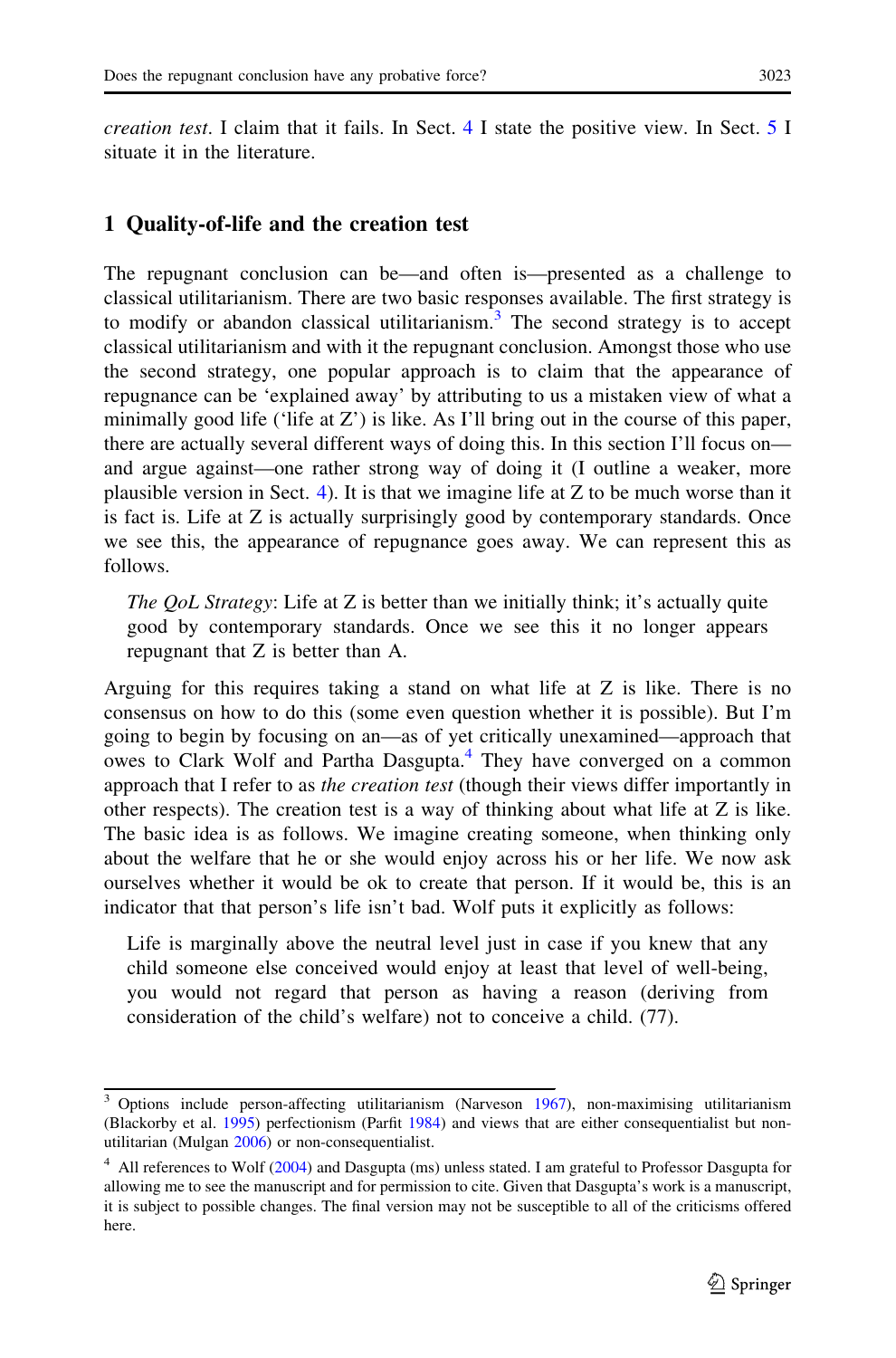*creation test*. I claim that it fails. In Sect. 4 I state the positive view. In Sect. 5 I situate it in the literature.

## 1 Quality-of-life and the creation test

The repugnant conclusion can be—and often is—presented as a challenge to classical utilitarianism. There are two basic responses available. The first strategy is to modify or abandon classical utilitarianism.[3] The second strategy is to accept classical utilitarianism and with it the repugnant conclusion. Amongst those who use the second strategy, one popular approach is to claim that the appearance of repugnance can be 'explained away' by attributing to us a mistaken view of what a minimally good life ('life at Z') is like. As I'll bring out in the course of this paper, there are actually several different ways of doing this. In this section I'll focus on—and argue against—one rather strong way of doing it (I outline a weaker, more plausible version in Sect. 4). It is that we imagine life at Z to be much worse than it is fact is. Life at Z is actually surprisingly good by contemporary standards. Once we see this, the appearance of repugnance goes away. We can represent this as follows.

> *The QoL Strategy*: Life at Z is better than we initially think; it's actually quite good by contemporary standards. Once we see this it no longer appears repugnant that Z is better than A.

Arguing for this requires taking a stand on what life at Z is like. There is no consensus on how to do this (some even question whether it is possible). But I'm going to begin by focusing on an—as of yet critically unexamined—approach that owes to Clark Wolf and Partha Dasgupta.[4] They have converged on a common approach that I refer to as *the creation test* (though their views differ importantly in other respects). The creation test is a way of thinking about what life at Z is like. The basic idea is as follows. We imagine creating someone, when thinking only about the welfare that he or she would enjoy across his or her life. We now ask ourselves whether it would be ok to create that person. If it would be, this is an indicator that that person's life isn't bad. Wolf puts it explicitly as follows:

> Life is marginally above the neutral level just in case if you knew that any child someone else conceived would enjoy at least that level of well-being, you would not regard that person as having a reason (deriving from consideration of the child's welfare) not to conceive a child. (77).

---

[3] Options include person-affecting utilitarianism (Narveson 1967), non-maximising utilitarianism (Blackorby et al. 1995) perfectionism (Parfit 1984) and views that are either consequentialist but non-utilitarian (Mulgan 2006) or non-consequentialist.

[4] All references to Wolf (2004) and Dasgupta (ms) unless stated. I am grateful to Professor Dasgupta for allowing me to see the manuscript and for permission to cite. Given that Dasgupta's work is a manuscript, it is subject to possible changes. The final version may not be susceptible to all of the criticisms offered here.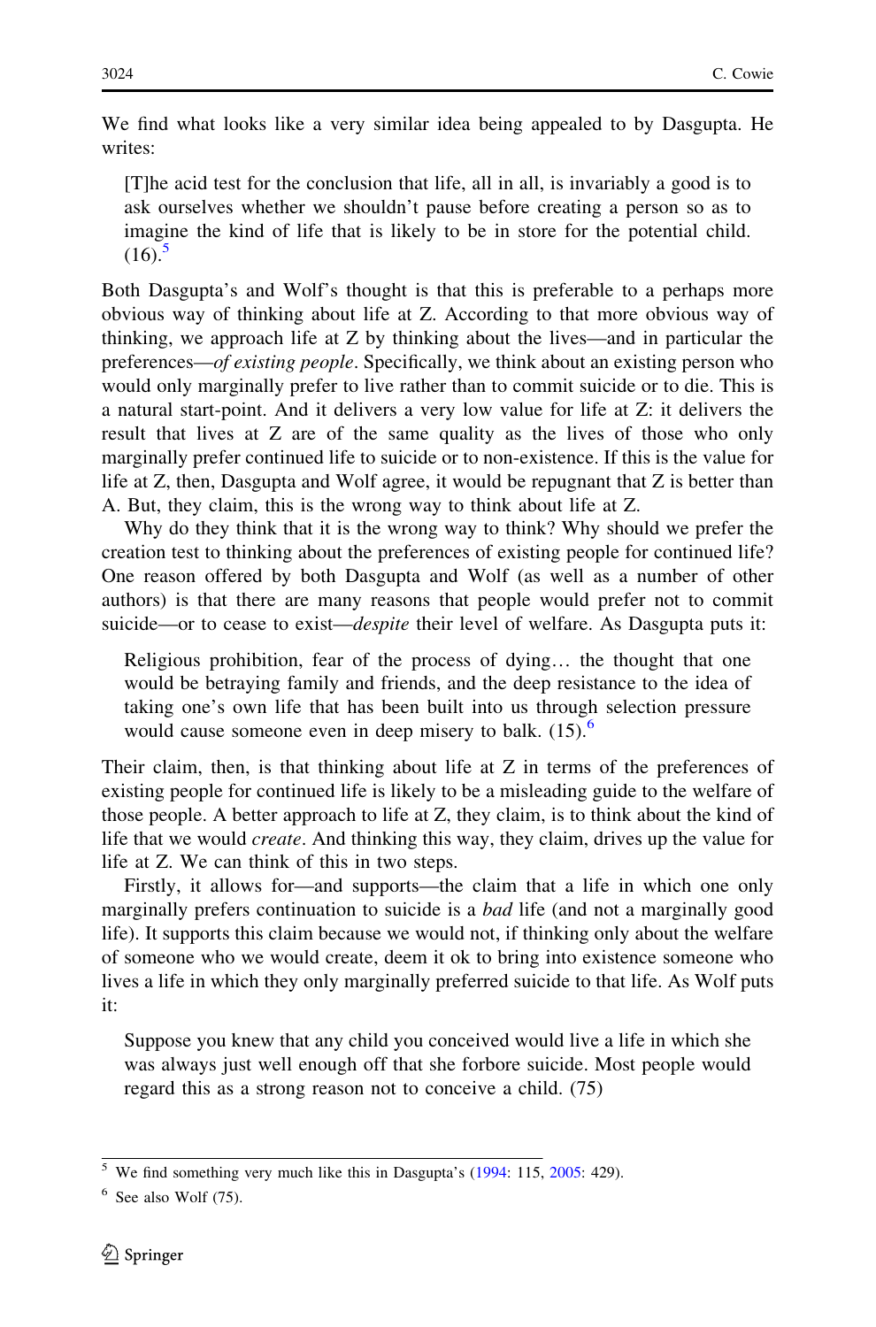We find what looks like a very similar idea being appealed to by Dasgupta. He writes:

> [T]he acid test for the conclusion that life, all in all, is invariably a good is to ask ourselves whether we shouldn't pause before creating a person so as to imagine the kind of life that is likely to be in store for the potential child. (16).[5]

Both Dasgupta's and Wolf's thought is that this is preferable to a perhaps more obvious way of thinking about life at Z. According to that more obvious way of thinking, we approach life at Z by thinking about the lives—and in particular the preferences—*of existing people*. Specifically, we think about an existing person who would only marginally prefer to live rather than to commit suicide or to die. This is a natural start-point. And it delivers a very low value for life at Z: it delivers the result that lives at Z are of the same quality as the lives of those who only marginally prefer continued life to suicide or to non-existence. If this is the value for life at Z, then, Dasgupta and Wolf agree, it would be repugnant that Z is better than A. But, they claim, this is the wrong way to think about life at Z.

Why do they think that it is the wrong way to think? Why should we prefer the creation test to thinking about the preferences of existing people for continued life? One reason offered by both Dasgupta and Wolf (as well as a number of other authors) is that there are many reasons that people would prefer not to commit suicide—or to cease to exist—*despite* their level of welfare. As Dasgupta puts it:

> Religious prohibition, fear of the process of dying… the thought that one would be betraying family and friends, and the deep resistance to the idea of taking one's own life that has been built into us through selection pressure would cause someone even in deep misery to balk. (15).[6]

Their claim, then, is that thinking about life at Z in terms of the preferences of existing people for continued life is likely to be a misleading guide to the welfare of those people. A better approach to life at Z, they claim, is to think about the kind of life that we would *create*. And thinking this way, they claim, drives up the value for life at Z. We can think of this in two steps.

Firstly, it allows for—and supports—the claim that a life in which one only marginally prefers continuation to suicide is a *bad* life (and not a marginally good life). It supports this claim because we would not, if thinking only about the welfare of someone who we would create, deem it ok to bring into existence someone who lives a life in which they only marginally preferred suicide to that life. As Wolf puts it:

> Suppose you knew that any child you conceived would live a life in which she was always just well enough off that she forbore suicide. Most people would regard this as a strong reason not to conceive a child. (75)

---

[5] We find something very much like this in Dasgupta's (1994: 115, 2005: 429).

[6] See also Wolf (75).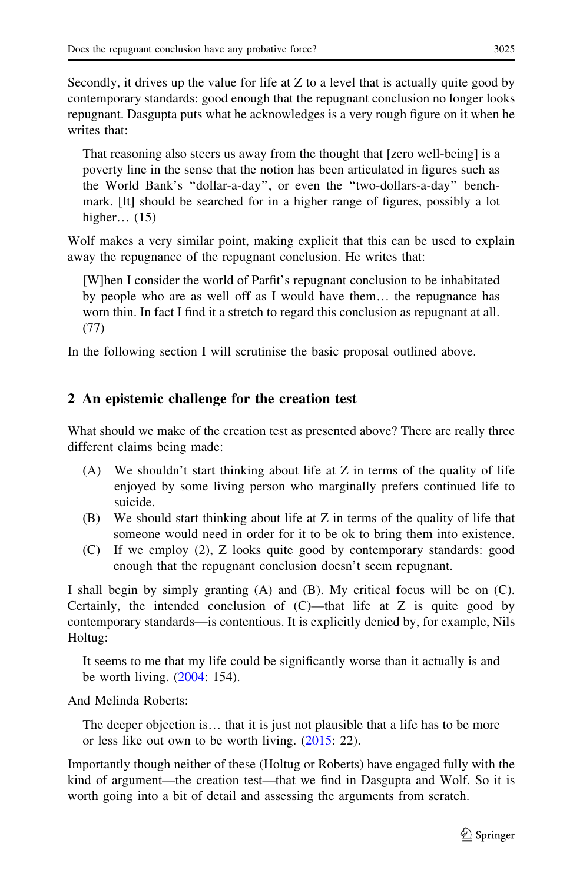Secondly, it drives up the value for life at Z to a level that is actually quite good by contemporary standards: good enough that the repugnant conclusion no longer looks repugnant. Dasgupta puts what he acknowledges is a very rough figure on it when he writes that:

> That reasoning also steers us away from the thought that [zero well-being] is a poverty line in the sense that the notion has been articulated in figures such as the World Bank's "dollar-a-day", or even the "two-dollars-a-day" benchmark. [It] should be searched for in a higher range of figures, possibly a lot higher… (15)

Wolf makes a very similar point, making explicit that this can be used to explain away the repugnance of the repugnant conclusion. He writes that:

> [W]hen I consider the world of Parfit's repugnant conclusion to be inhabitated by people who are as well off as I would have them… the repugnance has worn thin. In fact I find it a stretch to regard this conclusion as repugnant at all. (77)

In the following section I will scrutinise the basic proposal outlined above.

## 2 An epistemic challenge for the creation test

What should we make of the creation test as presented above? There are really three different claims being made:

(A) We shouldn't start thinking about life at Z in terms of the quality of life enjoyed by some living person who marginally prefers continued life to suicide.

(B) We should start thinking about life at Z in terms of the quality of life that someone would need in order for it to be ok to bring them into existence.

(C) If we employ (2), Z looks quite good by contemporary standards: good enough that the repugnant conclusion doesn't seem repugnant.

I shall begin by simply granting (A) and (B). My critical focus will be on (C). Certainly, the intended conclusion of (C)—that life at Z is quite good by contemporary standards—is contentious. It is explicitly denied by, for example, Nils Holtug:

> It seems to me that my life could be significantly worse than it actually is and be worth living. (2004: 154).

And Melinda Roberts:

> The deeper objection is… that it is just not plausible that a life has to be more or less like out own to be worth living. (2015: 22).

Importantly though neither of these (Holtug or Roberts) have engaged fully with the kind of argument—the creation test—that we find in Dasgupta and Wolf. So it is worth going into a bit of detail and assessing the arguments from scratch.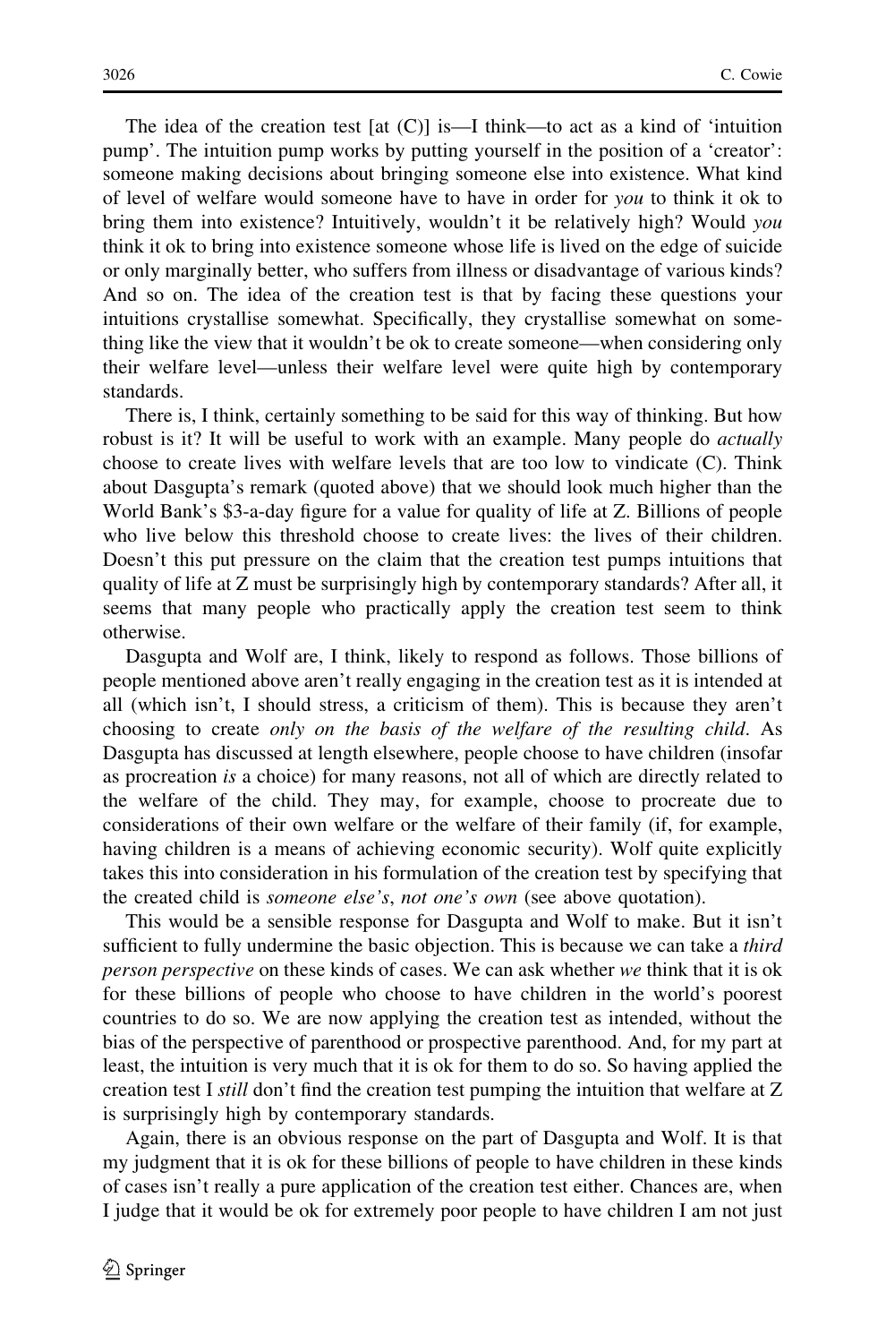The idea of the creation test [at (C)] is—I think—to act as a kind of 'intuition pump'. The intuition pump works by putting yourself in the position of a 'creator': someone making decisions about bringing someone else into existence. What kind of level of welfare would someone have to have in order for *you* to think it ok to bring them into existence? Intuitively, wouldn't it be relatively high? Would *you* think it ok to bring into existence someone whose life is lived on the edge of suicide or only marginally better, who suffers from illness or disadvantage of various kinds? And so on. The idea of the creation test is that by facing these questions your intuitions crystallise somewhat. Specifically, they crystallise somewhat on something like the view that it wouldn't be ok to create someone—when considering only their welfare level—unless their welfare level were quite high by contemporary standards.

There is, I think, certainly something to be said for this way of thinking. But how robust is it? It will be useful to work with an example. Many people do *actually* choose to create lives with welfare levels that are too low to vindicate (C). Think about Dasgupta's remark (quoted above) that we should look much higher than the World Bank's $3-a-day figure for a value for quality of life at Z. Billions of people who live below this threshold choose to create lives: the lives of their children. Doesn't this put pressure on the claim that the creation test pumps intuitions that quality of life at Z must be surprisingly high by contemporary standards? After all, it seems that many people who practically apply the creation test seem to think otherwise.

Dasgupta and Wolf are, I think, likely to respond as follows. Those billions of people mentioned above aren't really engaging in the creation test as it is intended at all (which isn't, I should stress, a criticism of them). This is because they aren't choosing to create *only on the basis of the welfare of the resulting child*. As Dasgupta has discussed at length elsewhere, people choose to have children (insofar as procreation *is* a choice) for many reasons, not all of which are directly related to the welfare of the child. They may, for example, choose to procreate due to considerations of their own welfare or the welfare of their family (if, for example, having children is a means of achieving economic security). Wolf quite explicitly takes this into consideration in his formulation of the creation test by specifying that the created child is *someone else's*, *not one's own* (see above quotation).

This would be a sensible response for Dasgupta and Wolf to make. But it isn't sufficient to fully undermine the basic objection. This is because we can take a *third person perspective* on these kinds of cases. We can ask whether *we* think that it is ok for these billions of people who choose to have children in the world's poorest countries to do so. We are now applying the creation test as intended, without the bias of the perspective of parenthood or prospective parenthood. And, for my part at least, the intuition is very much that it is ok for them to do so. So having applied the creation test I *still* don't find the creation test pumping the intuition that welfare at Z is surprisingly high by contemporary standards.

Again, there is an obvious response on the part of Dasgupta and Wolf. It is that my judgment that it is ok for these billions of people to have children in these kinds of cases isn't really a pure application of the creation test either. Chances are, when I judge that it would be ok for extremely poor people to have children I am not just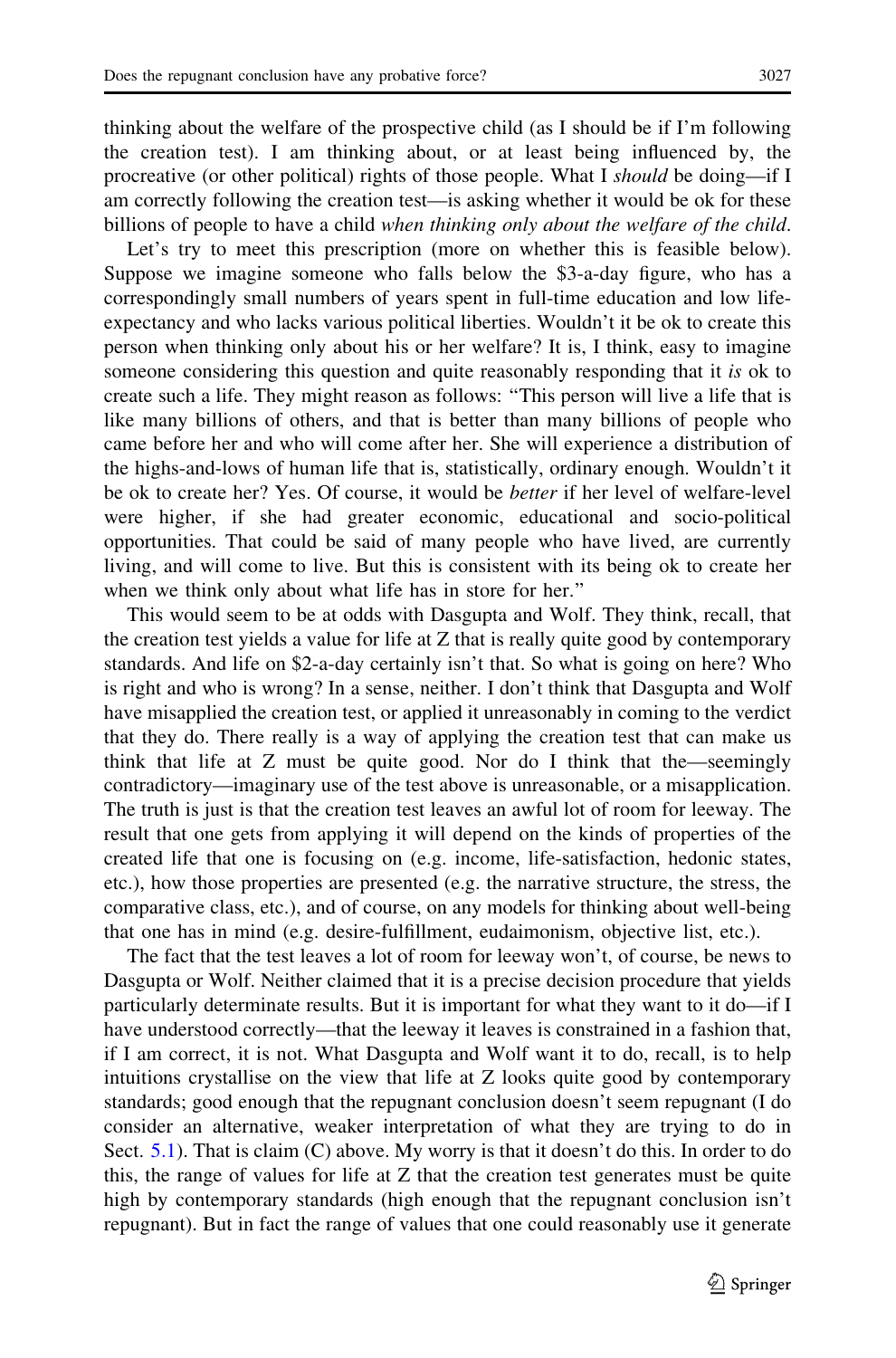thinking about the welfare of the prospective child (as I should be if I'm following the creation test). I am thinking about, or at least being influenced by, the procreative (or other political) rights of those people. What I *should* be doing—if I am correctly following the creation test—is asking whether it would be ok for these billions of people to have a child *when thinking only about the welfare of the child*.

Let's try to meet this prescription (more on whether this is feasible below). Suppose we imagine someone who falls below the $3-a-day figure, who has a correspondingly small numbers of years spent in full-time education and low life-expectancy and who lacks various political liberties. Wouldn't it be ok to create this person when thinking only about his or her welfare? It is, I think, easy to imagine someone considering this question and quite reasonably responding that it *is* ok to create such a life. They might reason as follows: "This person will live a life that is like many billions of others, and that is better than many billions of people who came before her and who will come after her. She will experience a distribution of the highs-and-lows of human life that is, statistically, ordinary enough. Wouldn't it be ok to create her? Yes. Of course, it would be *better* if her level of welfare-level were higher, if she had greater economic, educational and socio-political opportunities. That could be said of many people who have lived, are currently living, and will come to live. But this is consistent with its being ok to create her when we think only about what life has in store for her."

This would seem to be at odds with Dasgupta and Wolf. They think, recall, that the creation test yields a value for life at Z that is really quite good by contemporary standards. And life on $2-a-day certainly isn't that. So what is going on here? Who is right and who is wrong? In a sense, neither. I don't think that Dasgupta and Wolf have misapplied the creation test, or applied it unreasonably in coming to the verdict that they do. There really is a way of applying the creation test that can make us think that life at Z must be quite good. Nor do I think that the—seemingly contradictory—imaginary use of the test above is unreasonable, or a misapplication. The truth is just is that the creation test leaves an awful lot of room for leeway. The result that one gets from applying it will depend on the kinds of properties of the created life that one is focusing on (e.g. income, life-satisfaction, hedonic states, etc.), how those properties are presented (e.g. the narrative structure, the stress, the comparative class, etc.), and of course, on any models for thinking about well-being that one has in mind (e.g. desire-fulfillment, eudaimonism, objective list, etc.).

The fact that the test leaves a lot of room for leeway won't, of course, be news to Dasgupta or Wolf. Neither claimed that it is a precise decision procedure that yields particularly determinate results. But it is important for what they want to it do—if I have understood correctly—that the leeway it leaves is constrained in a fashion that, if I am correct, it is not. What Dasgupta and Wolf want it to do, recall, is to help intuitions crystallise on the view that life at Z looks quite good by contemporary standards; good enough that the repugnant conclusion doesn't seem repugnant (I do consider an alternative, weaker interpretation of what they are trying to do in Sect. 5.1). That is claim (C) above. My worry is that it doesn't do this. In order to do this, the range of values for life at Z that the creation test generates must be quite high by contemporary standards (high enough that the repugnant conclusion isn't repugnant). But in fact the range of values that one could reasonably use it generate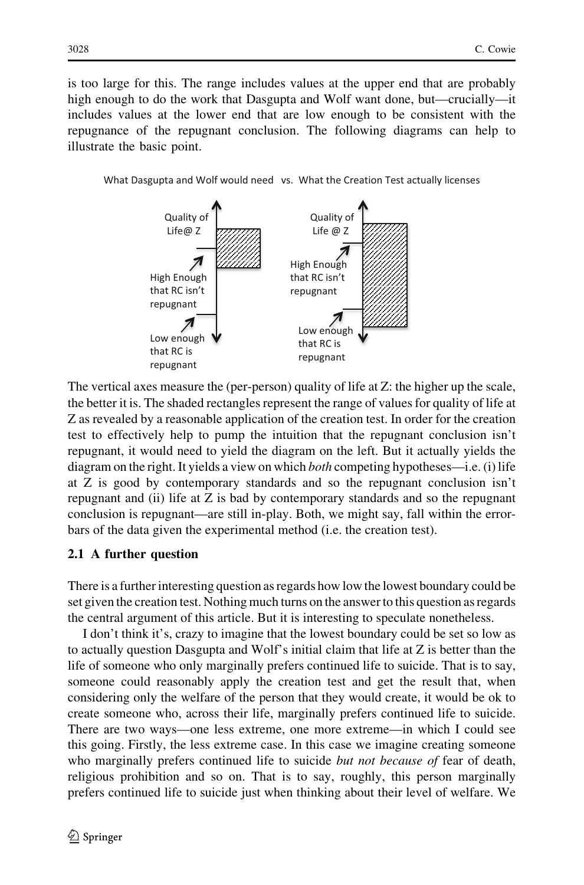is too large for this. The range includes values at the upper end that are probably high enough to do the work that Dasgupta and Wolf want done, but—crucially—it includes values at the lower end that are low enough to be consistent with the repugnance of the repugnant conclusion. The following diagrams can help to illustrate the basic point.

What Dasgupta and Wolf would need vs. What the Creation Test actually licenses

The vertical axes measure the (per-person) quality of life at Z: the higher up the scale, the better it is. The shaded rectangles represent the range of values for quality of life at Z as revealed by a reasonable application of the creation test. In order for the creation test to effectively help to pump the intuition that the repugnant conclusion isn't repugnant, it would need to yield the diagram on the left. But it actually yields the diagram on the right. It yields a view on which *both* competing hypotheses—i.e. (i) life at Z is good by contemporary standards and so the repugnant conclusion isn't repugnant and (ii) life at Z is bad by contemporary standards and so the repugnant conclusion is repugnant—are still in-play. Both, we might say, fall within the error-bars of the data given the experimental method (i.e. the creation test).

### 2.1 A further question

There is a further interesting question as regards how low the lowest boundary could be set given the creation test. Nothing much turns on the answer to this question as regards the central argument of this article. But it is interesting to speculate nonetheless.

I don't think it's, crazy to imagine that the lowest boundary could be set so low as to actually question Dasgupta and Wolf's initial claim that life at Z is better than the life of someone who only marginally prefers continued life to suicide. That is to say, someone could reasonably apply the creation test and get the result that, when considering only the welfare of the person that they would create, it would be ok to create someone who, across their life, marginally prefers continued life to suicide. There are two ways—one less extreme, one more extreme—in which I could see this going. Firstly, the less extreme case. In this case we imagine creating someone who marginally prefers continued life to suicide *but not because of* fear of death, religious prohibition and so on. That is to say, roughly, this person marginally prefers continued life to suicide just when thinking about their level of welfare. We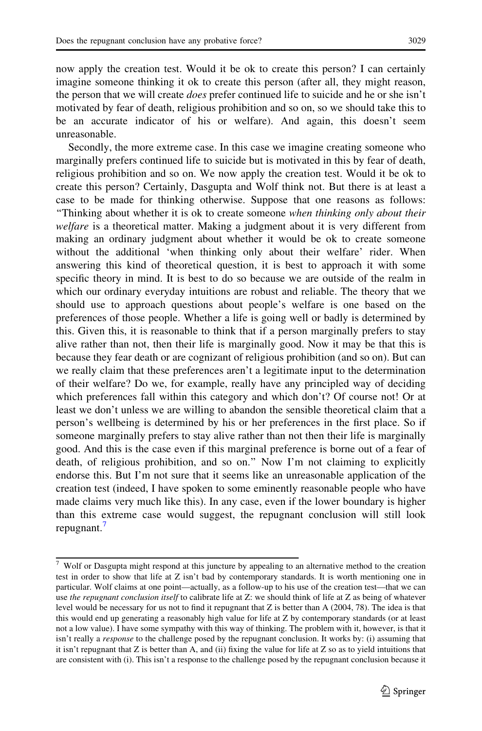now apply the creation test. Would it be ok to create this person? I can certainly imagine someone thinking it ok to create this person (after all, they might reason, the person that we will create *does* prefer continued life to suicide and he or she isn't motivated by fear of death, religious prohibition and so on, so we should take this to be an accurate indicator of his or welfare). And again, this doesn't seem unreasonable.

Secondly, the more extreme case. In this case we imagine creating someone who marginally prefers continued life to suicide but is motivated in this by fear of death, religious prohibition and so on. We now apply the creation test. Would it be ok to create this person? Certainly, Dasgupta and Wolf think not. But there is at least a case to be made for thinking otherwise. Suppose that one reasons as follows: "Thinking about whether it is ok to create someone *when thinking only about their welfare* is a theoretical matter. Making a judgment about it is very different from making an ordinary judgment about whether it would be ok to create someone without the additional 'when thinking only about their welfare' rider. When answering this kind of theoretical question, it is best to approach it with some specific theory in mind. It is best to do so because we are outside of the realm in which our ordinary everyday intuitions are robust and reliable. The theory that we should use to approach questions about people's welfare is one based on the preferences of those people. Whether a life is going well or badly is determined by this. Given this, it is reasonable to think that if a person marginally prefers to stay alive rather than not, then their life is marginally good. Now it may be that this is because they fear death or are cognizant of religious prohibition (and so on). But can we really claim that these preferences aren't a legitimate input to the determination of their welfare? Do we, for example, really have any principled way of deciding which preferences fall within this category and which don't? Of course not! Or at least we don't unless we are willing to abandon the sensible theoretical claim that a person's wellbeing is determined by his or her preferences in the first place. So if someone marginally prefers to stay alive rather than not then their life is marginally good. And this is the case even if this marginal preference is borne out of a fear of death, of religious prohibition, and so on." Now I'm not claiming to explicitly endorse this. But I'm not sure that it seems like an unreasonable application of the creation test (indeed, I have spoken to some eminently reasonable people who have made claims very much like this). In any case, even if the lower boundary is higher than this extreme case would suggest, the repugnant conclusion will still look repugnant.[7]

---

[7] Wolf or Dasgupta might respond at this juncture by appealing to an alternative method to the creation test in order to show that life at Z isn't bad by contemporary standards. It is worth mentioning one in particular. Wolf claims at one point—actually, as a follow-up to his use of the creation test—that we can use *the repugnant conclusion itself* to calibrate life at Z: we should think of life at Z as being of whatever level would be necessary for us not to find it repugnant that Z is better than A (2004, 78). The idea is that this would end up generating a reasonably high value for life at Z by contemporary standards (or at least not a low value). I have some sympathy with this way of thinking. The problem with it, however, is that it isn't really a *response* to the challenge posed by the repugnant conclusion. It works by: (i) assuming that it isn't repugnant that Z is better than A, and (ii) fixing the value for life at Z so as to yield intuitions that are consistent with (i). This isn't a response to the challenge posed by the repugnant conclusion because it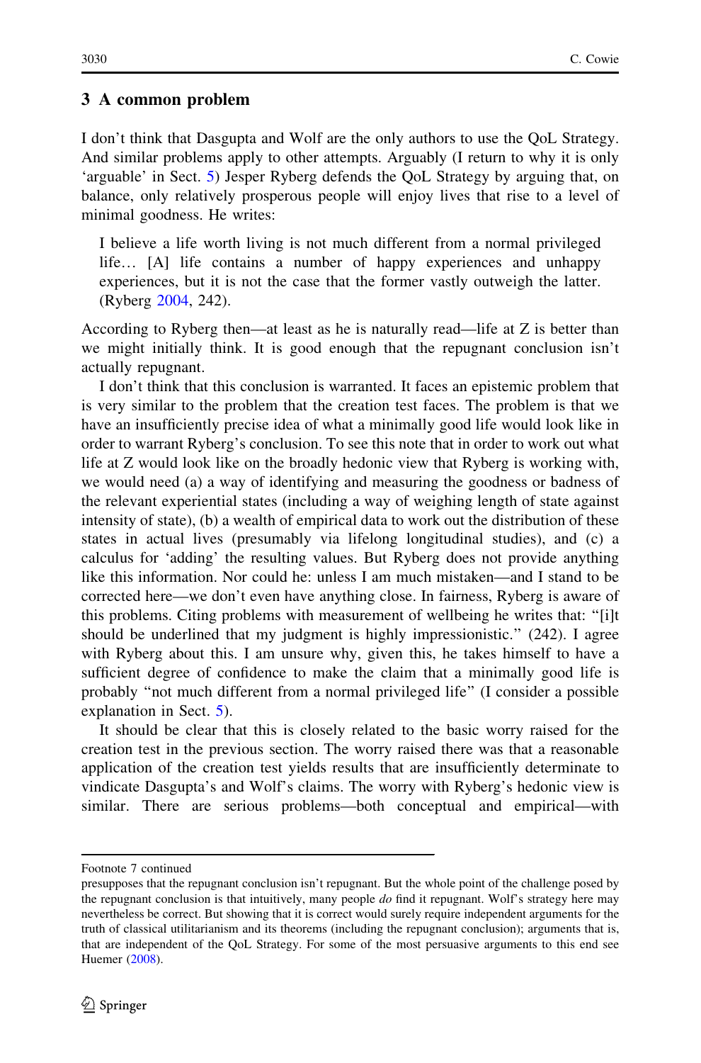## 3 A common problem

I don't think that Dasgupta and Wolf are the only authors to use the QoL Strategy. And similar problems apply to other attempts. Arguably (I return to why it is only 'arguable' in Sect. 5) Jesper Ryberg defends the QoL Strategy by arguing that, on balance, only relatively prosperous people will enjoy lives that rise to a level of minimal goodness. He writes:

> I believe a life worth living is not much different from a normal privileged life… [A] life contains a number of happy experiences and unhappy experiences, but it is not the case that the former vastly outweigh the latter. (Ryberg 2004, 242).

According to Ryberg then—at least as he is naturally read—life at Z is better than we might initially think. It is good enough that the repugnant conclusion isn't actually repugnant.

I don't think that this conclusion is warranted. It faces an epistemic problem that is very similar to the problem that the creation test faces. The problem is that we have an insufficiently precise idea of what a minimally good life would look like in order to warrant Ryberg's conclusion. To see this note that in order to work out what life at Z would look like on the broadly hedonic view that Ryberg is working with, we would need (a) a way of identifying and measuring the goodness or badness of the relevant experiential states (including a way of weighing length of state against intensity of state), (b) a wealth of empirical data to work out the distribution of these states in actual lives (presumably via lifelong longitudinal studies), and (c) a calculus for 'adding' the resulting values. But Ryberg does not provide anything like this information. Nor could he: unless I am much mistaken—and I stand to be corrected here—we don't even have anything close. In fairness, Ryberg is aware of this problems. Citing problems with measurement of wellbeing he writes that: "[i]t should be underlined that my judgment is highly impressionistic." (242). I agree with Ryberg about this. I am unsure why, given this, he takes himself to have a sufficient degree of confidence to make the claim that a minimally good life is probably "not much different from a normal privileged life" (I consider a possible explanation in Sect. 5).

It should be clear that this is closely related to the basic worry raised for the creation test in the previous section. The worry raised there was that a reasonable application of the creation test yields results that are insufficiently determinate to vindicate Dasgupta's and Wolf's claims. The worry with Ryberg's hedonic view is similar. There are serious problems—both conceptual and empirical—with

---

Footnote 7 continued

presupposes that the repugnant conclusion isn't repugnant. But the whole point of the challenge posed by the repugnant conclusion is that intuitively, many people *do* find it repugnant. Wolf's strategy here may nevertheless be correct. But showing that it is correct would surely require independent arguments for the truth of classical utilitarianism and its theorems (including the repugnant conclusion); arguments that is, that are independent of the QoL Strategy. For some of the most persuasive arguments to this end see Huemer (2008).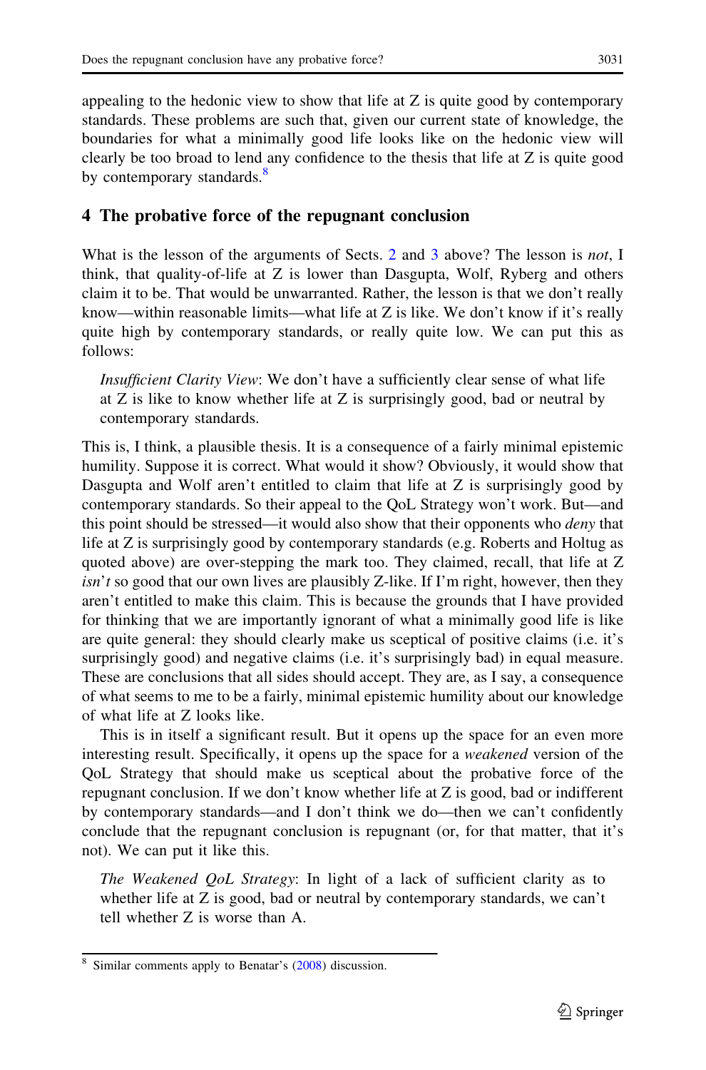appealing to the hedonic view to show that life at Z is quite good by contemporary standards. These problems are such that, given our current state of knowledge, the boundaries for what a minimally good life looks like on the hedonic view will clearly be too broad to lend any confidence to the thesis that life at Z is quite good by contemporary standards.[8]

## 4 The probative force of the repugnant conclusion

What is the lesson of the arguments of Sects. 2 and 3 above? The lesson is *not*, I think, that quality-of-life at Z is lower than Dasgupta, Wolf, Ryberg and others claim it to be. That would be unwarranted. Rather, the lesson is that we don't really know—within reasonable limits—what life at Z is like. We don't know if it's really quite high by contemporary standards, or really quite low. We can put this as follows:

> *Insufficient Clarity View*: We don't have a sufficiently clear sense of what life at Z is like to know whether life at Z is surprisingly good, bad or neutral by contemporary standards.

This is, I think, a plausible thesis. It is a consequence of a fairly minimal epistemic humility. Suppose it is correct. What would it show? Obviously, it would show that Dasgupta and Wolf aren't entitled to claim that life at Z is surprisingly good by contemporary standards. So their appeal to the QoL Strategy won't work. But—and this point should be stressed—it would also show that their opponents who *deny* that life at Z is surprisingly good by contemporary standards (e.g. Roberts and Holtug as quoted above) are over-stepping the mark too. They claimed, recall, that life at Z *isn't* so good that our own lives are plausibly Z-like. If I'm right, however, then they aren't entitled to make this claim. This is because the grounds that I have provided for thinking that we are importantly ignorant of what a minimally good life is like are quite general: they should clearly make us sceptical of positive claims (i.e. it's surprisingly good) and negative claims (i.e. it's surprisingly bad) in equal measure. These are conclusions that all sides should accept. They are, as I say, a consequence of what seems to me to be a fairly, minimal epistemic humility about our knowledge of what life at Z looks like.

This is in itself a significant result. But it opens up the space for an even more interesting result. Specifically, it opens up the space for a *weakened* version of the QoL Strategy that should make us sceptical about the probative force of the repugnant conclusion. If we don't know whether life at Z is good, bad or indifferent by contemporary standards—and I don't think we do—then we can't confidently conclude that the repugnant conclusion is repugnant (or, for that matter, that it's not). We can put it like this.

> *The Weakened QoL Strategy*: In light of a lack of sufficient clarity as to whether life at Z is good, bad or neutral by contemporary standards, we can't tell whether Z is worse than A.

---

[8] Similar comments apply to Benatar's (2008) discussion.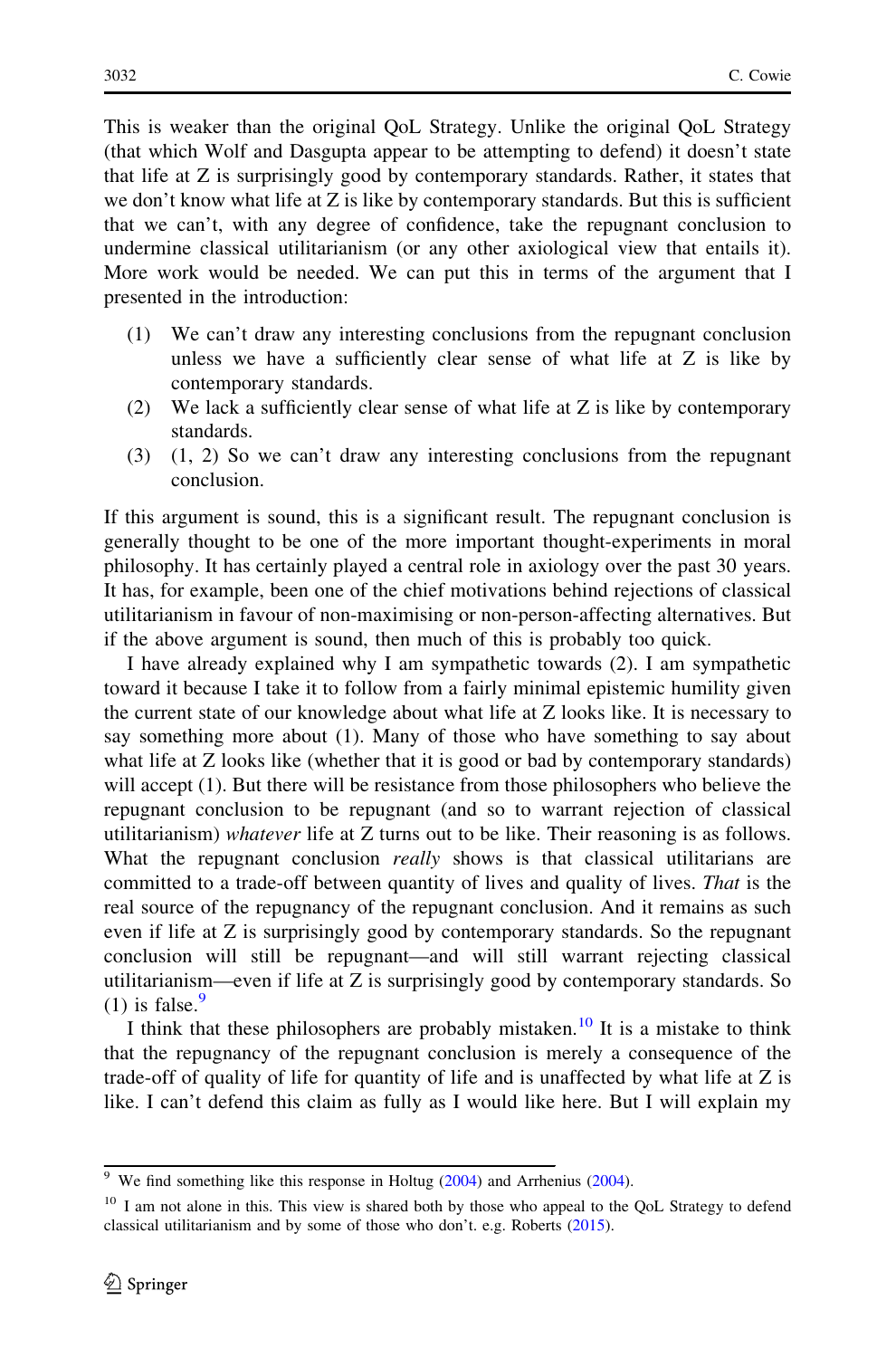This is weaker than the original QoL Strategy. Unlike the original QoL Strategy (that which Wolf and Dasgupta appear to be attempting to defend) it doesn't state that life at Z is surprisingly good by contemporary standards. Rather, it states that we don't know what life at Z is like by contemporary standards. But this is sufficient that we can't, with any degree of confidence, take the repugnant conclusion to undermine classical utilitarianism (or any other axiological view that entails it). More work would be needed. We can put this in terms of the argument that I presented in the introduction:

(1) We can't draw any interesting conclusions from the repugnant conclusion unless we have a sufficiently clear sense of what life at Z is like by contemporary standards.

(2) We lack a sufficiently clear sense of what life at Z is like by contemporary standards.

(3) (1, 2) So we can't draw any interesting conclusions from the repugnant conclusion.

If this argument is sound, this is a significant result. The repugnant conclusion is generally thought to be one of the more important thought-experiments in moral philosophy. It has certainly played a central role in axiology over the past 30 years. It has, for example, been one of the chief motivations behind rejections of classical utilitarianism in favour of non-maximising or non-person-affecting alternatives. But if the above argument is sound, then much of this is probably too quick.

I have already explained why I am sympathetic towards (2). I am sympathetic toward it because I take it to follow from a fairly minimal epistemic humility given the current state of our knowledge about what life at Z looks like. It is necessary to say something more about (1). Many of those who have something to say about what life at Z looks like (whether that it is good or bad by contemporary standards) will accept (1). But there will be resistance from those philosophers who believe the repugnant conclusion to be repugnant (and so to warrant rejection of classical utilitarianism) *whatever* life at Z turns out to be like. Their reasoning is as follows. What the repugnant conclusion *really* shows is that classical utilitarians are committed to a trade-off between quantity of lives and quality of lives. *That* is the real source of the repugnancy of the repugnant conclusion. And it remains as such even if life at Z is surprisingly good by contemporary standards. So the repugnant conclusion will still be repugnant—and will still warrant rejecting classical utilitarianism—even if life at Z is surprisingly good by contemporary standards. So (1) is false.[9]

I think that these philosophers are probably mistaken.[10] It is a mistake to think that the repugnancy of the repugnant conclusion is merely a consequence of the trade-off of quality of life for quantity of life and is unaffected by what life at Z is like. I can't defend this claim as fully as I would like here. But I will explain my

---

[9] We find something like this response in Holtug (2004) and Arrhenius (2004).

[10] I am not alone in this. This view is shared both by those who appeal to the QoL Strategy to defend classical utilitarianism and by some of those who don't. e.g. Roberts (2015).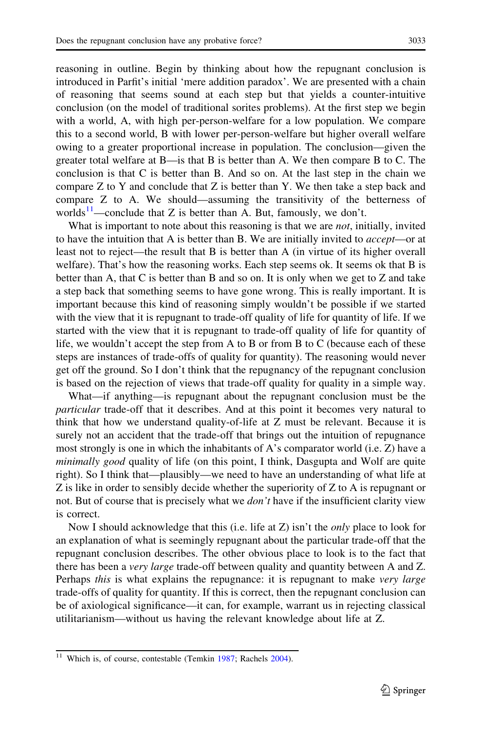reasoning in outline. Begin by thinking about how the repugnant conclusion is introduced in Parfit's initial 'mere addition paradox'. We are presented with a chain of reasoning that seems sound at each step but that yields a counter-intuitive conclusion (on the model of traditional sorites problems). At the first step we begin with a world, A, with high per-person-welfare for a low population. We compare this to a second world, B with lower per-person-welfare but higher overall welfare owing to a greater proportional increase in population. The conclusion—given the greater total welfare at B—is that B is better than A. We then compare B to C. The conclusion is that C is better than B. And so on. At the last step in the chain we compare Z to Y and conclude that Z is better than Y. We then take a step back and compare Z to A. We should—assuming the transitivity of the betterness of worlds[11]—conclude that Z is better than A. But, famously, we don't.

What is important to note about this reasoning is that we are *not*, initially, invited to have the intuition that A is better than B. We are initially invited to *accept*—or at least not to reject—the result that B is better than A (in virtue of its higher overall welfare). That's how the reasoning works. Each step seems ok. It seems ok that B is better than A, that C is better than B and so on. It is only when we get to Z and take a step back that something seems to have gone wrong. This is really important. It is important because this kind of reasoning simply wouldn't be possible if we started with the view that it is repugnant to trade-off quality of life for quantity of life. If we started with the view that it is repugnant to trade-off quality of life for quantity of life, we wouldn't accept the step from A to B or from B to C (because each of these steps are instances of trade-offs of quality for quantity). The reasoning would never get off the ground. So I don't think that the repugnancy of the repugnant conclusion is based on the rejection of views that trade-off quality for quality in a simple way.

What—if anything—is repugnant about the repugnant conclusion must be the *particular* trade-off that it describes. And at this point it becomes very natural to think that how we understand quality-of-life at Z must be relevant. Because it is surely not an accident that the trade-off that brings out the intuition of repugnance most strongly is one in which the inhabitants of A's comparator world (i.e. Z) have a *minimally good* quality of life (on this point, I think, Dasgupta and Wolf are quite right). So I think that—plausibly—we need to have an understanding of what life at Z is like in order to sensibly decide whether the superiority of Z to A is repugnant or not. But of course that is precisely what we *don't* have if the insufficient clarity view is correct.

Now I should acknowledge that this (i.e. life at Z) isn't the *only* place to look for an explanation of what is seemingly repugnant about the particular trade-off that the repugnant conclusion describes. The other obvious place to look is to the fact that there has been a *very large* trade-off between quality and quantity between A and Z. Perhaps *this* is what explains the repugnance: it is repugnant to make *very large* trade-offs of quality for quantity. If this is correct, then the repugnant conclusion can be of axiological significance—it can, for example, warrant us in rejecting classical utilitarianism—without us having the relevant knowledge about life at Z.

---

[11] Which is, of course, contestable (Temkin 1987; Rachels 2004).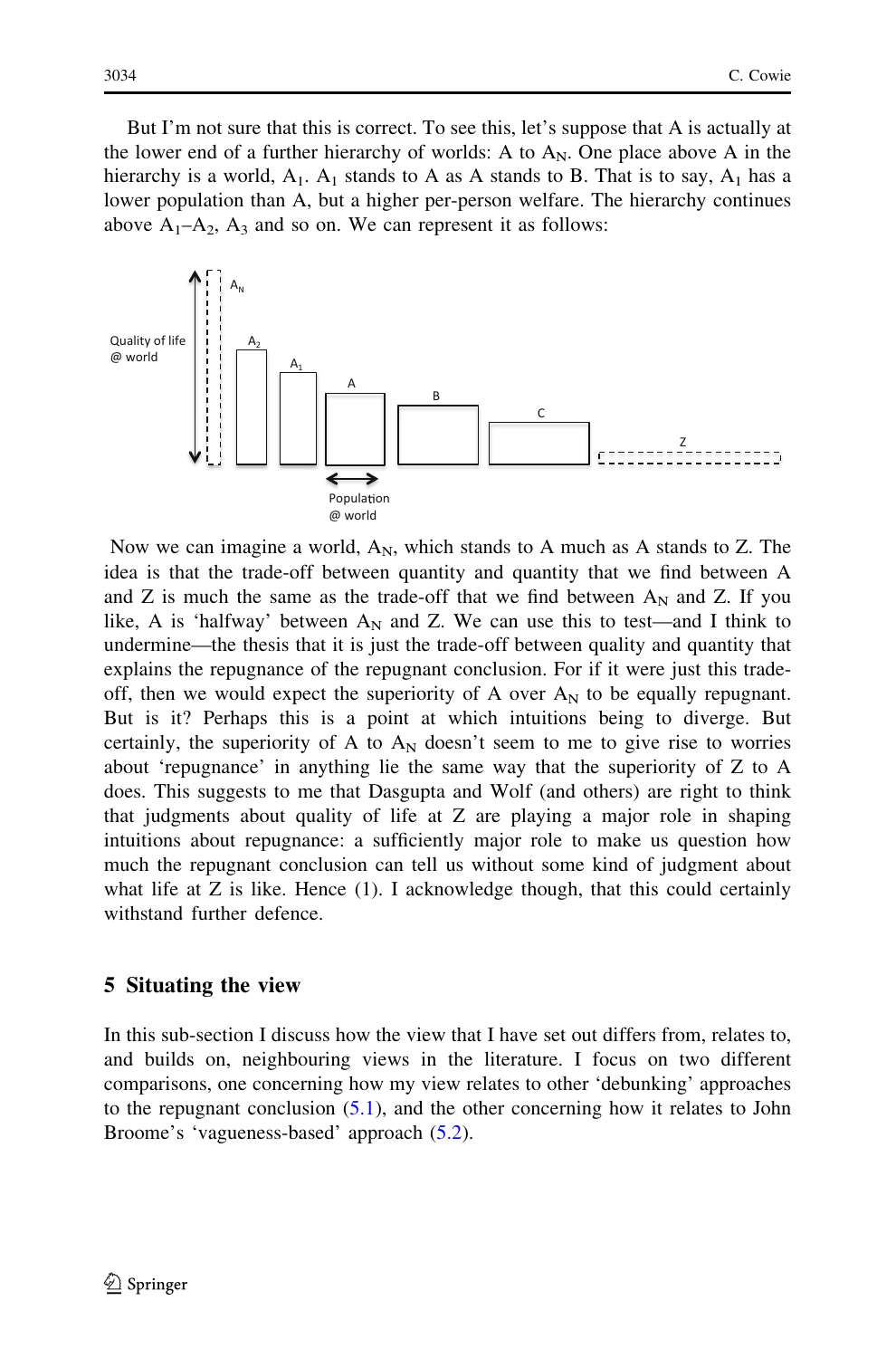But I'm not sure that this is correct. To see this, let's suppose that A is actually at the lower end of a further hierarchy of worlds: A to $A_N$. One place above A in the hierarchy is a world, $A_1$. $A_1$ stands to A as A stands to B. That is to say, $A_1$ has a lower population than A, but a higher per-person welfare. The hierarchy continues above $A_1$–$A_2$, $A_3$ and so on. We can represent it as follows:

Now we can imagine a world, $A_N$, which stands to A much as A stands to Z. The idea is that the trade-off between quantity and quantity that we find between A and Z is much the same as the trade-off that we find between $A_N$ and Z. If you like, A is 'halfway' between $A_N$ and Z. We can use this to test—and I think to undermine—the thesis that it is just the trade-off between quality and quantity that explains the repugnance of the repugnant conclusion. For if it were just this trade-off, then we would expect the superiority of A over $A_N$ to be equally repugnant. But is it? Perhaps this is a point at which intuitions being to diverge. But certainly, the superiority of A to $A_N$ doesn't seem to me to give rise to worries about 'repugnance' in anything like the same way that the superiority of Z to A does. This suggests to me that Dasgupta and Wolf (and others) are right to think that judgments about quality of life at Z are playing a major role in shaping intuitions about repugnance: a sufficiently major role to make us question how much the repugnant conclusion can tell us without some kind of judgment about what life at Z is like. Hence (1). I acknowledge though, that this could certainly withstand further defence.

## 5 Situating the view

In this sub-section I discuss how the view that I have set out differs from, relates to, and builds on, neighbouring views in the literature. I focus on two different comparisons, one concerning how my view relates to other 'debunking' approaches to the repugnant conclusion (5.1), and the other concerning how it relates to John Broome's 'vagueness-based' approach (5.2).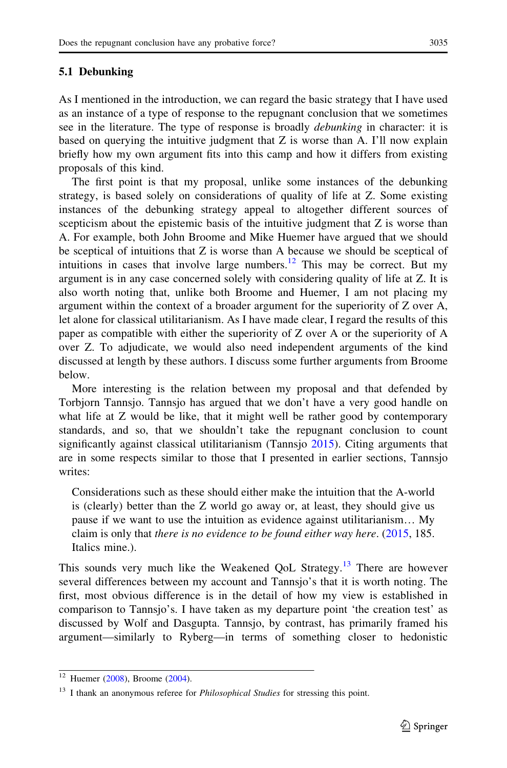### 5.1 Debunking

As I mentioned in the introduction, we can regard the basic strategy that I have used as an instance of a type of response to the repugnant conclusion that we sometimes see in the literature. The type of response is broadly *debunking* in character: it is based on querying the intuitive judgment that Z is worse than A. I'll now explain briefly how my own argument fits into this camp and how it differs from existing proposals of this kind.

The first point is that my proposal, unlike some instances of the debunking strategy, is based solely on considerations of quality of life at Z. Some existing instances of the debunking strategy appeal to altogether different sources of scepticism about the epistemic basis of the intuitive judgment that Z is worse than A. For example, both John Broome and Mike Huemer have argued that we should be sceptical of intuitions that Z is worse than A because we should be sceptical of intuitions in cases that involve large numbers.[12] This may be correct. But my argument is in any case concerned solely with considering quality of life at Z. It is also worth noting that, unlike both Broome and Huemer, I am not placing my argument within the context of a broader argument for the superiority of Z over A, let alone for classical utilitarianism. As I have made clear, I regard the results of this paper as compatible with either the superiority of Z over A or the superiority of A over Z. To adjudicate, we would also need independent arguments of the kind discussed at length by these authors. I discuss some further arguments from Broome below.

More interesting is the relation between my proposal and that defended by Torbjorn Tannsjo. Tannsjo has argued that we don't have a very good handle on what life at Z would be like, that it might well be rather good by contemporary standards, and so, that we shouldn't take the repugnant conclusion to count significantly against classical utilitarianism (Tannsjo 2015). Citing arguments that are in some respects similar to those that I presented in earlier sections, Tannsjo writes:

> Considerations such as these should either make the intuition that the A-world is (clearly) better than the Z world go away or, at least, they should give us pause if we want to use the intuition as evidence against utilitarianism… My claim is only that *there is no evidence to be found either way here*. (2015, 185. Italics mine.).

This sounds very much like the Weakened QoL Strategy.[13] There are however several differences between my account and Tannsjo's that it is worth noting. The first, most obvious difference is in the detail of how my view is established in comparison to Tannsjo's. I have taken as my departure point 'the creation test' as discussed by Wolf and Dasgupta. Tannsjo, by contrast, has primarily framed his argument—similarly to Ryberg—in terms of something closer to hedonistic

---

[12] Huemer (2008), Broome (2004).

[13] I thank an anonymous referee for *Philosophical Studies* for stressing this point.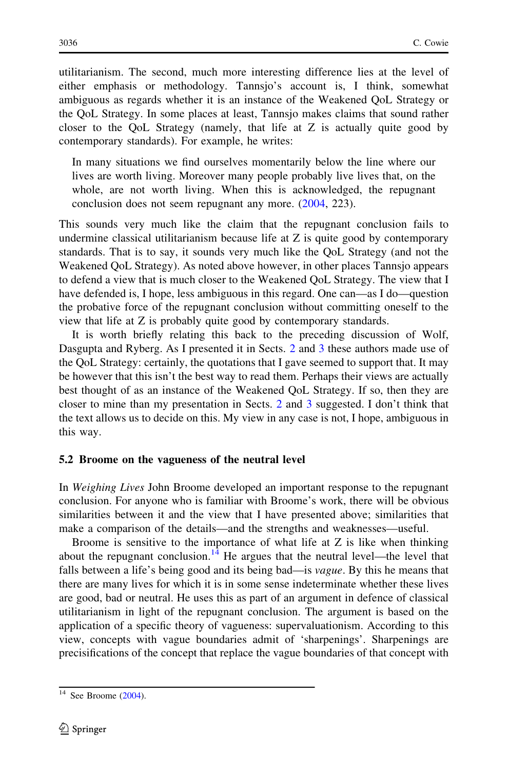utilitarianism. The second, much more interesting difference lies at the level of either emphasis or methodology. Tannsjo's account is, I think, somewhat ambiguous as regards whether it is an instance of the Weakened QoL Strategy or the QoL Strategy. In some places at least, Tannsjo makes claims that sound rather closer to the QoL Strategy (namely, that life at Z is actually quite good by contemporary standards). For example, he writes:

> In many situations we find ourselves momentarily below the line where our lives are worth living. Moreover many people probably live lives that, on the whole, are not worth living. When this is acknowledged, the repugnant conclusion does not seem repugnant any more. (2004, 223).

This sounds very much like the claim that the repugnant conclusion fails to undermine classical utilitarianism because life at Z is quite good by contemporary standards. That is to say, it sounds very much like the QoL Strategy (and not the Weakened QoL Strategy). As noted above however, in other places Tannsjo appears to defend a view that is much closer to the Weakened QoL Strategy. The view that I have defended is, I hope, less ambiguous in this regard. One can—as I do—question the probative force of the repugnant conclusion without committing oneself to the view that life at Z is probably quite good by contemporary standards.

It is worth briefly relating this back to the preceding discussion of Wolf, Dasgupta and Ryberg. As I presented it in Sects. 2 and 3 these authors made use of the QoL Strategy: certainly, the quotations that I gave seemed to support that. It may be however that this isn't the best way to read them. Perhaps their views are actually best thought of as an instance of the Weakened QoL Strategy. If so, then they are closer to mine than my presentation in Sects. 2 and 3 suggested. I don't think that the text allows us to decide on this. My view in any case is not, I hope, ambiguous in this way.

### 5.2 Broome on the vagueness of the neutral level

In *Weighing Lives* John Broome developed an important response to the repugnant conclusion. For anyone who is familiar with Broome's work, there will be obvious similarities between it and the view that I have presented above; similarities that make a comparison of the details—and the strengths and weaknesses—useful.

Broome is sensitive to the importance of what life at Z is like when thinking about the repugnant conclusion.[14] He argues that the neutral level—the level that falls between a life's being good and its being bad—is *vague*. By this he means that there are many lives for which it is in some sense indeterminate whether these lives are good, bad or neutral. He uses this as part of an argument in defence of classical utilitarianism in light of the repugnant conclusion. The argument is based on the application of a specific theory of vagueness: supervaluationism. According to this view, concepts with vague boundaries admit of 'sharpenings'. Sharpenings are precisifications of the concept that replace the vague boundaries of that concept with

[14] See Broome (2004).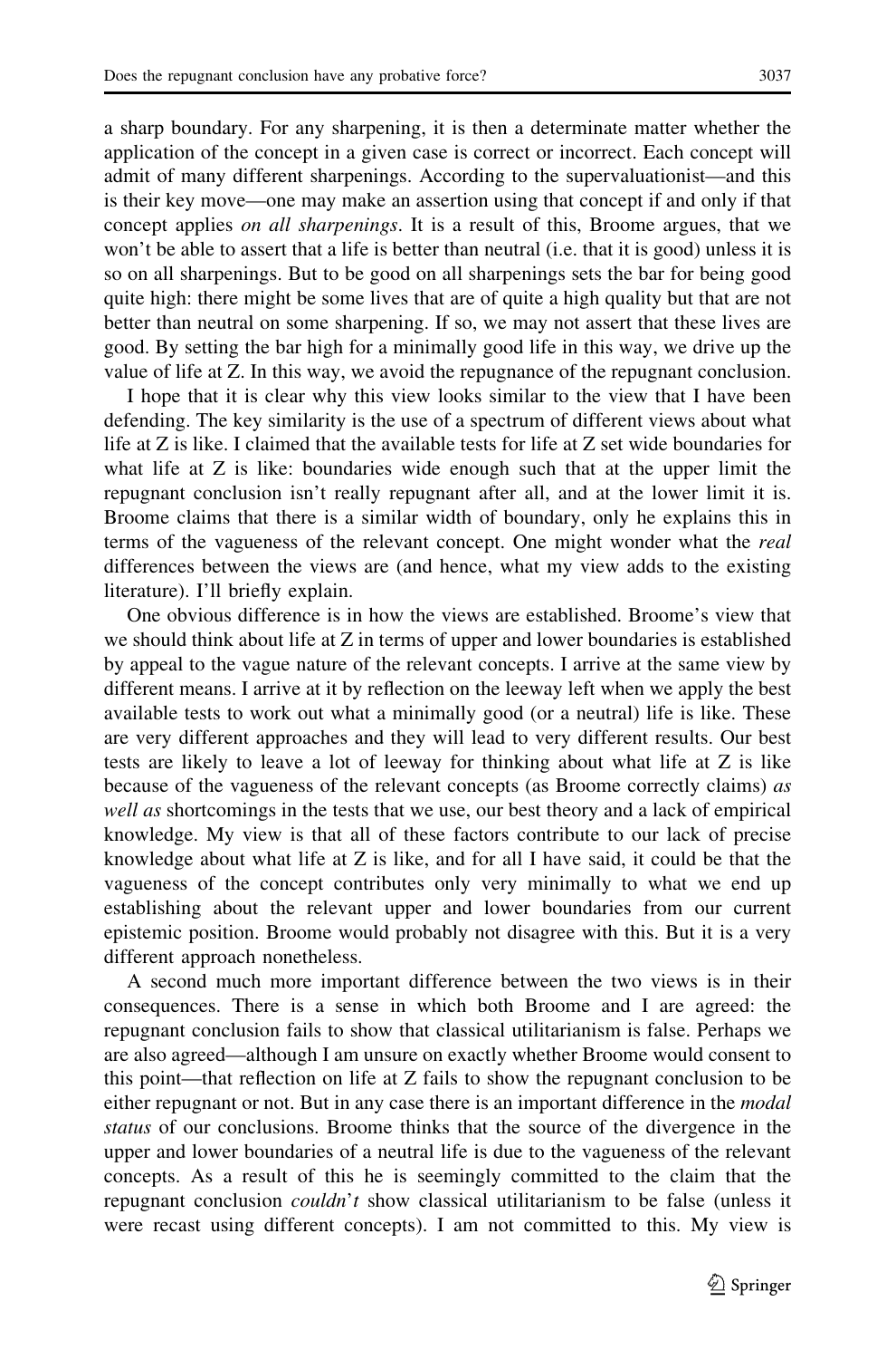a sharp boundary. For any sharpening, it is then a determinate matter whether the application of the concept in a given case is correct or incorrect. Each concept will admit of many different sharpenings. According to the supervaluationist—and this is their key move—one may make an assertion using that concept if and only if that concept applies *on all sharpenings*. It is a result of this, Broome argues, that we won't be able to assert that a life is better than neutral (i.e. that it is good) unless it is so on all sharpenings. But to be good on all sharpenings sets the bar for being good quite high: there might be some lives that are of quite a high quality but that are not better than neutral on some sharpening. If so, we may not assert that these lives are good. By setting the bar high for a minimally good life in this way, we drive up the value of life at Z. In this way, we avoid the repugnance of the repugnant conclusion.

I hope that it is clear why this view looks similar to the view that I have been defending. The key similarity is the use of a spectrum of different views about what life at Z is like. I claimed that the available tests for life at Z set wide boundaries for what life at Z is like: boundaries wide enough such that at the upper limit the repugnant conclusion isn't really repugnant after all, and at the lower limit it is. Broome claims that there is a similar width of boundary, only he explains this in terms of the vagueness of the relevant concept. One might wonder what the *real* differences between the views are (and hence, what my view adds to the existing literature). I'll briefly explain.

One obvious difference is in how the views are established. Broome's view that we should think about life at Z in terms of upper and lower boundaries is established by appeal to the vague nature of the relevant concepts. I arrive at the same view by different means. I arrive at it by reflection on the leeway left when we apply the best available tests to work out what a minimally good (or a neutral) life is like. These are very different approaches and they will lead to very different results. Our best tests are likely to leave a lot of leeway for thinking about what life at Z is like because of the vagueness of the relevant concepts (as Broome correctly claims) *as well as* shortcomings in the tests that we use, our best theory and a lack of empirical knowledge. My view is that all of these factors contribute to our lack of precise knowledge about what life at Z is like, and for all I have said, it could be that the vagueness of the concept contributes only very minimally to what we end up establishing about the relevant upper and lower boundaries from our current epistemic position. Broome would probably not disagree with this. But it is a very different approach nonetheless.

A second much more important difference between the two views is in their consequences. There is a sense in which both Broome and I are agreed: the repugnant conclusion fails to show that classical utilitarianism is false. Perhaps we are also agreed—although I am unsure on exactly whether Broome would consent to this point—that reflection on life at Z fails to show the repugnant conclusion to be either repugnant or not. But in any case there is an important difference in the *modal status* of our conclusions. Broome thinks that the source of the divergence in the upper and lower boundaries of a neutral life is due to the vagueness of the relevant concepts. As a result of this he is seemingly committed to the claim that the repugnant conclusion *couldn't* show classical utilitarianism to be false (unless it were recast using different concepts). I am not committed to this. My view is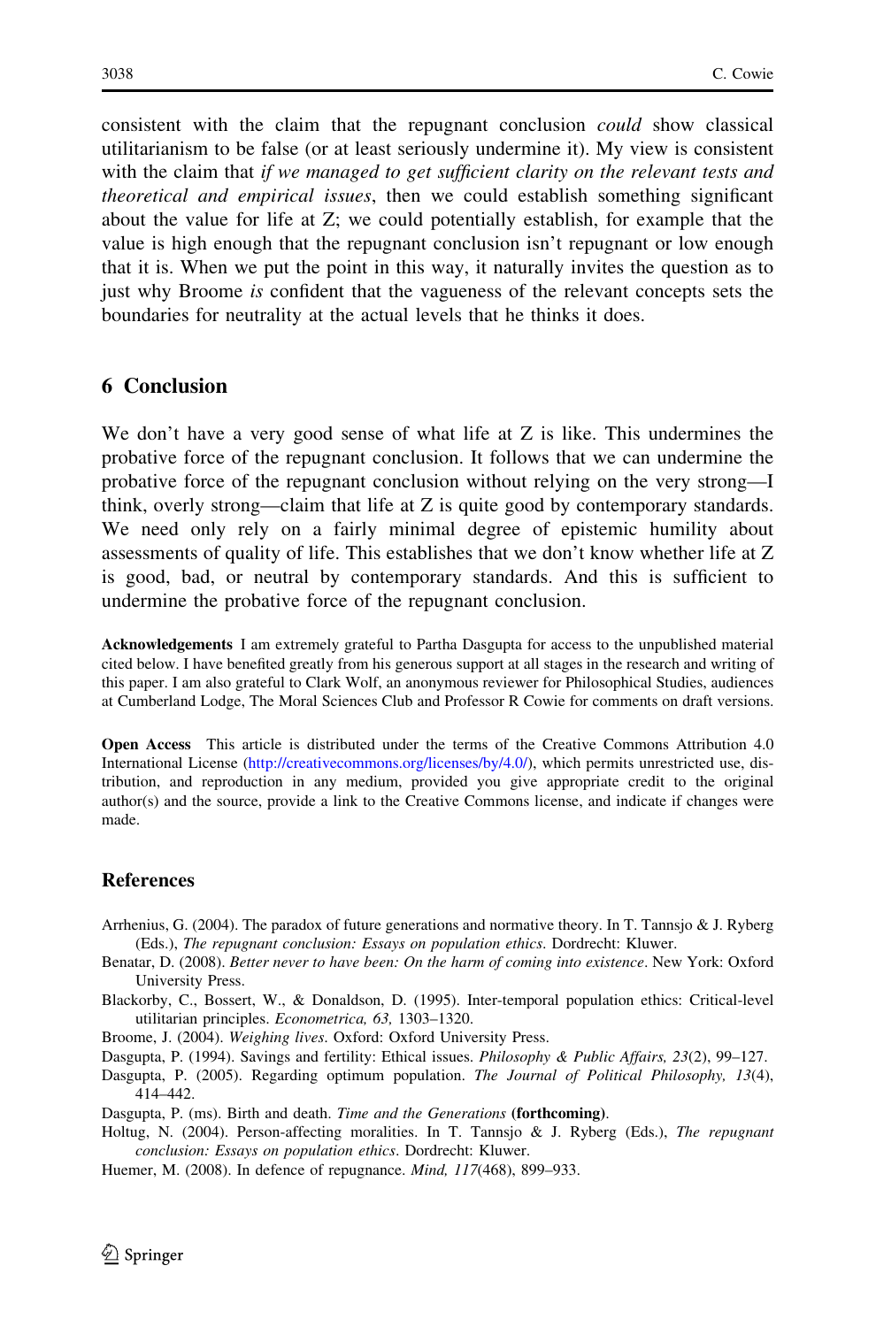consistent with the claim that the repugnant conclusion *could* show classical utilitarianism to be false (or at least seriously undermine it). My view is consistent with the claim that *if we managed to get sufficient clarity on the relevant tests and theoretical and empirical issues*, then we could establish something significant about the value for life at Z; we could potentially establish, for example that the value is high enough that the repugnant conclusion isn't repugnant or low enough that it is. When we put the point in this way, it naturally invites the question as to just why Broome *is* confident that the vagueness of the relevant concepts sets the boundaries for neutrality at the actual levels that he thinks it does.

## 6 Conclusion

We don't have a very good sense of what life at Z is like. This undermines the probative force of the repugnant conclusion. It follows that we can undermine the probative force of the repugnant conclusion without relying on the very strong—I think, overly strong—claim that life at Z is quite good by contemporary standards. We need only rely on a fairly minimal degree of epistemic humility about assessments of quality of life. This establishes that we don't know whether life at Z is good, bad, or neutral by contemporary standards. And this is sufficient to undermine the probative force of the repugnant conclusion.

**Acknowledgements** I am extremely grateful to Partha Dasgupta for access to the unpublished material cited below. I have benefited greatly from his generous support at all stages in the research and writing of this paper. I am also grateful to Clark Wolf, an anonymous reviewer for Philosophical Studies, audiences at Cumberland Lodge, The Moral Sciences Club and Professor R Cowie for comments on draft versions.

**Open Access** This article is distributed under the terms of the Creative Commons Attribution 4.0 International License (http://creativecommons.org/licenses/by/4.0/), which permits unrestricted use, distribution, and reproduction in any medium, provided you give appropriate credit to the original author(s) and the source, provide a link to the Creative Commons license, and indicate if changes were made.

## References

Arrhenius, G. (2004). The paradox of future generations and normative theory. In T. Tannsjo & J. Ryberg (Eds.), *The repugnant conclusion: Essays on population ethics*. Dordrecht: Kluwer.

Benatar, D. (2008). *Better never to have been: On the harm of coming into existence*. New York: Oxford University Press.

Blackorby, C., Bossert, W., & Donaldson, D. (1995). Inter-temporal population ethics: Critical-level utilitarian principles. *Econometrica, 63,* 1303–1320.

Broome, J. (2004). *Weighing lives*. Oxford: Oxford University Press.

Dasgupta, P. (1994). Savings and fertility: Ethical issues. *Philosophy & Public Affairs, 23*(2), 99–127.

Dasgupta, P. (2005). Regarding optimum population. *The Journal of Political Philosophy, 13*(4), 414–442.

Dasgupta, P. (ms). Birth and death. *Time and the Generations* **(forthcoming)**.

Holtug, N. (2004). Person-affecting moralities. In T. Tannsjo & J. Ryberg (Eds.), *The repugnant conclusion: Essays on population ethics*. Dordrecht: Kluwer.

Huemer, M. (2008). In defence of repugnance. *Mind, 117*(468), 899–933.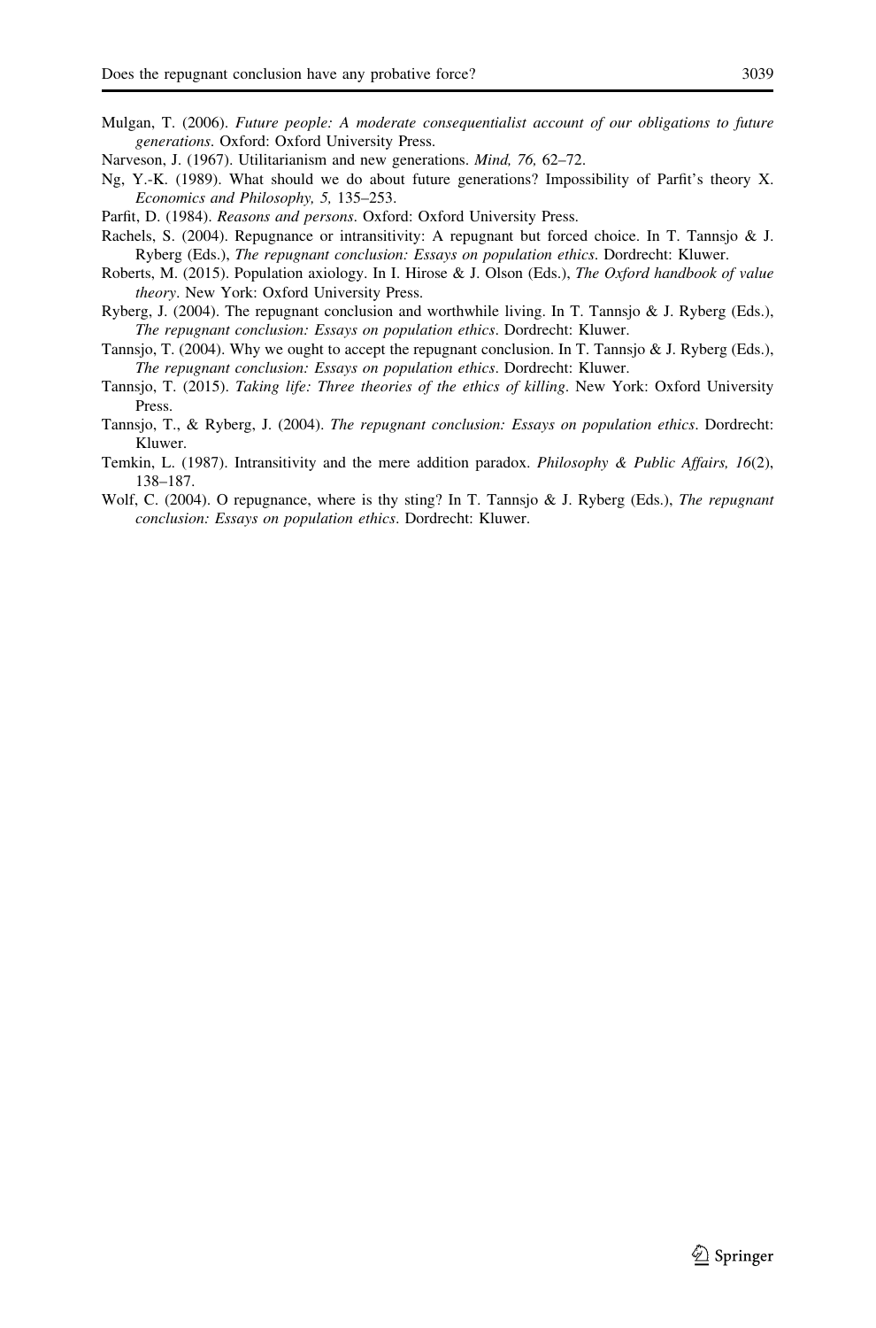Mulgan, T. (2006). *Future people: A moderate consequentialist account of our obligations to future generations*. Oxford: Oxford University Press.

Narveson, J. (1967). Utilitarianism and new generations. *Mind, 76,* 62–72.

Ng, Y.-K. (1989). What should we do about future generations? Impossibility of Parfit's theory X. *Economics and Philosophy, 5,* 135–253.

Parfit, D. (1984). *Reasons and persons*. Oxford: Oxford University Press.

Rachels, S. (2004). Repugnance or intransitivity: A repugnant but forced choice. In T. Tannsjo & J. Ryberg (Eds.), *The repugnant conclusion: Essays on population ethics*. Dordrecht: Kluwer.

Roberts, M. (2015). Population axiology. In I. Hirose & J. Olson (Eds.), *The Oxford handbook of value theory*. New York: Oxford University Press.

Ryberg, J. (2004). The repugnant conclusion and worthwhile living. In T. Tannsjo & J. Ryberg (Eds.), *The repugnant conclusion: Essays on population ethics*. Dordrecht: Kluwer.

Tannsjo, T. (2004). Why we ought to accept the repugnant conclusion. In T. Tannsjo & J. Ryberg (Eds.), *The repugnant conclusion: Essays on population ethics*. Dordrecht: Kluwer.

Tannsjo, T. (2015). *Taking life: Three theories of the ethics of killing*. New York: Oxford University Press.

Tannsjo, T., & Ryberg, J. (2004). *The repugnant conclusion: Essays on population ethics*. Dordrecht: Kluwer.

Temkin, L. (1987). Intransitivity and the mere addition paradox. *Philosophy & Public Affairs, 16*(2), 138–187.

Wolf, C. (2004). O repugnance, where is thy sting? In T. Tannsjo & J. Ryberg (Eds.), *The repugnant conclusion: Essays on population ethics*. Dordrecht: Kluwer.